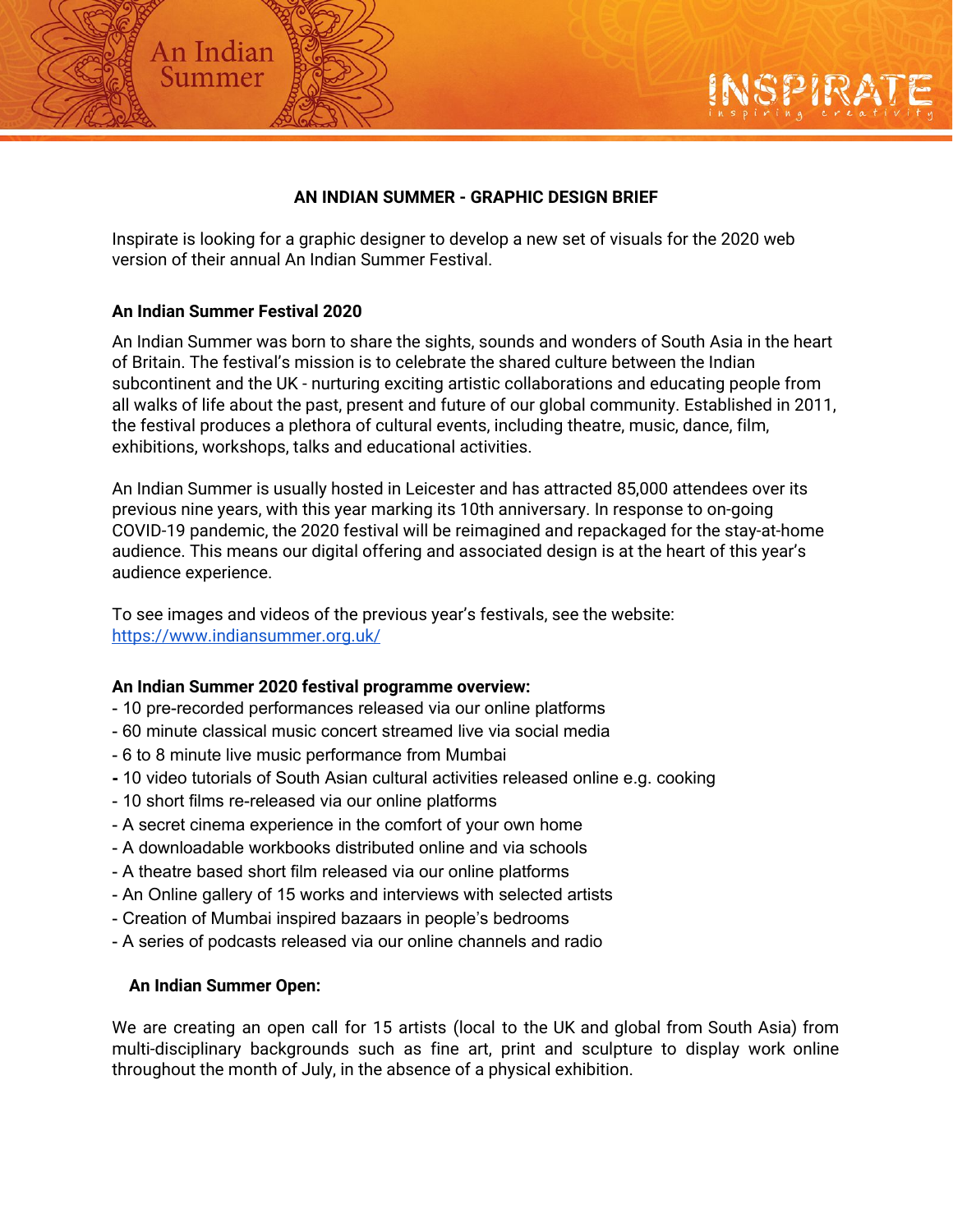# AN INDIAN SUMMER - GRAPHIC DESIGN BRIEF

Inspirate is looking for a graphic designer to develop a new set of visuals for the 2020 web version of their annual An Indian Summer Festival.

## An Indian Summer Festival 2020

An Indian Summer was born to share the sights, sounds and wonders of South Asia in the heart of Britain. The festival's mission is to celebrate the shared culture between the Indian subcontinent and the UK - nurturing exciting artistic collaborations and educating people from all walks of life about the past, present and future of our global community. Established in 2011, the festival produces a plethora of cultural events, including theatre, music, dance, film, exhibitions, workshops, talks and educational activities.

An Indian Summer is usually hosted in Leicester and has attracted 85,000 attendees over its previous nine years, with this year marking its 10th anniversary. In response to on-going COVID-19 pandemic, the 2020 festival will be reimagined and repackaged for the stay-at-home audience. This means our digital offering and associated design is at the heart of this year's audience experience.

To see images and videos of the previous year's festivals, see the website: [https://www.indiansummer.org.uk/](https://www.indiansummer.org.uk/)

## An Indian Summer 2020 festival programme overview:

- 10 pre-recorded performances released via our online platforms
- 60 minute classical music concert streamed live via social media
- 6 to 8 minute live music performance from Mumbai
- 10 video tutorials of South Asian cultural activities released online e.g. cooking
- 10 short films re-released via our online platforms
- A secret cinema experience in the comfort of your own home
- A downloadable workbooks distributed online and via schools
- A theatre based short film released via our online platforms
- An Online gallery of 15 works and interviews with selected artists
- Creation of Mumbai inspired bazaars in people's bedrooms
- A series of podcasts released via our online channels and radio

### An Indian Summer Open:

We are creating an open call for 15 artists (local to the UK and global from South Asia) from multi-disciplinary backgrounds such as fine art, print and sculpture to display work online throughout the month of July, in the absence of a physical exhibition.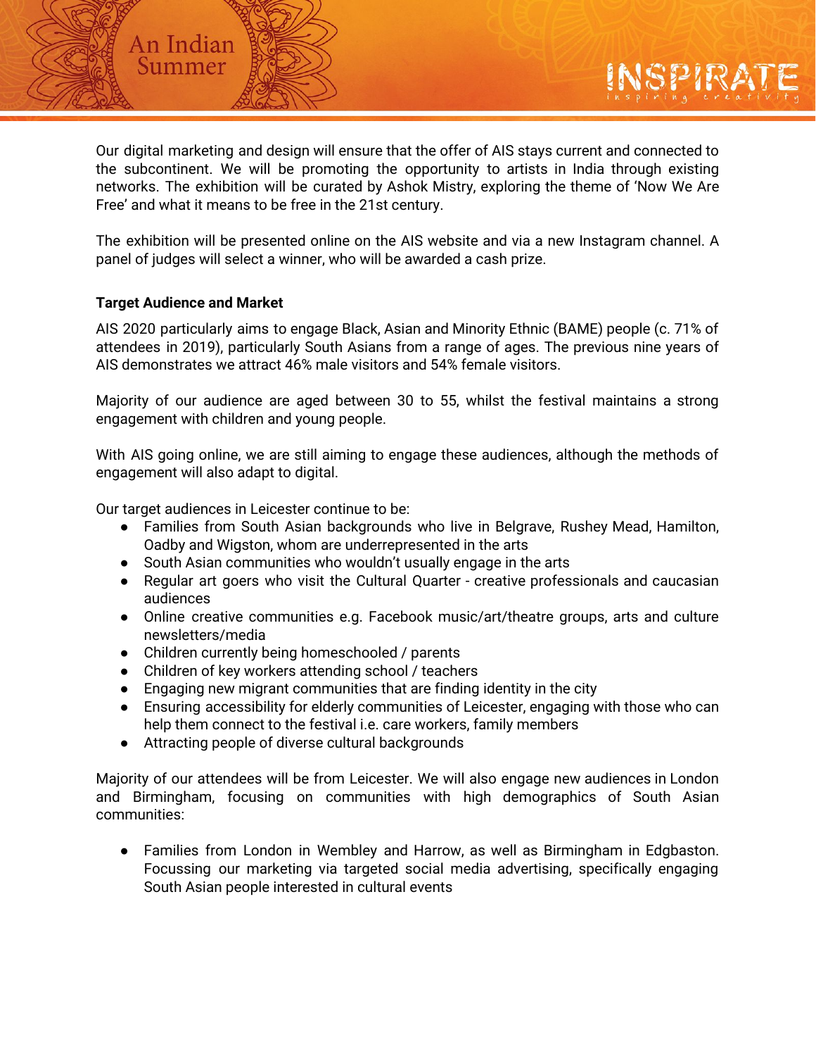Our digital marketing and design will ensure that the offer of AIS stays current and connected to the subcontinent. We will be promoting the opportunity to artists in India through existing networks. The exhibition will be curated by Ashok Mistry, exploring the theme of 'Now We Are Free' and what it means to be free in the 21st century.

The exhibition will be presented online on the AIS website and via a new Instagram channel. A panel of judges will select a winner, who will be awarded a cash prize.

**Target Audience and Market**

AIS 2020 particularly aims to engage Black, Asian and Minority Ethnic (BAME) people (c. 71% of attendees in 2019), particularly South Asians from a range of ages. The previous nine years of AIS demonstrates we attract 46% male visitors and 54% female visitors.

Majority of our audience are aged between 30 to 55, whilst the festival maintains a strong engagement with children and young people.

With AIS going online, we are still aiming to engage these audiences, although the methods of engagement will also adapt to digital.

Our target audiences in Leicester continue to be:

- Families from South Asian backgrounds who live in Belgrave, Rushey Mead, Hamilton, Oadby and Wigston, whom are underrepresented in the arts
- South Asian communities who wouldn't usually engage in the arts
- Regular art goers who visit the Cultural Quarter - creative professionals and caucasian audiences
- Online creative communities e.g. Facebook music/art/theatre groups, arts and culture newsletters/media
- Children currently being homeschooled / parents
- Children of key workers attending school / teachers
- Engaging new migrant communities that are finding identity in the city
- Ensuring accessibility for elderly communities of Leicester, engaging with those who can help them connect to the festival i.e. care workers, family members
- Attracting people of diverse cultural backgrounds

Majority of our attendees will be from Leicester. We will also engage new audiences in London and Birmingham, focusing on communities with high demographics of South Asian communities:

- Families from London in Wembley and Harrow, as well as Birmingham in Edgbaston. Focussing our marketing via targeted social media advertising, specifically engaging South Asian people interested in cultural events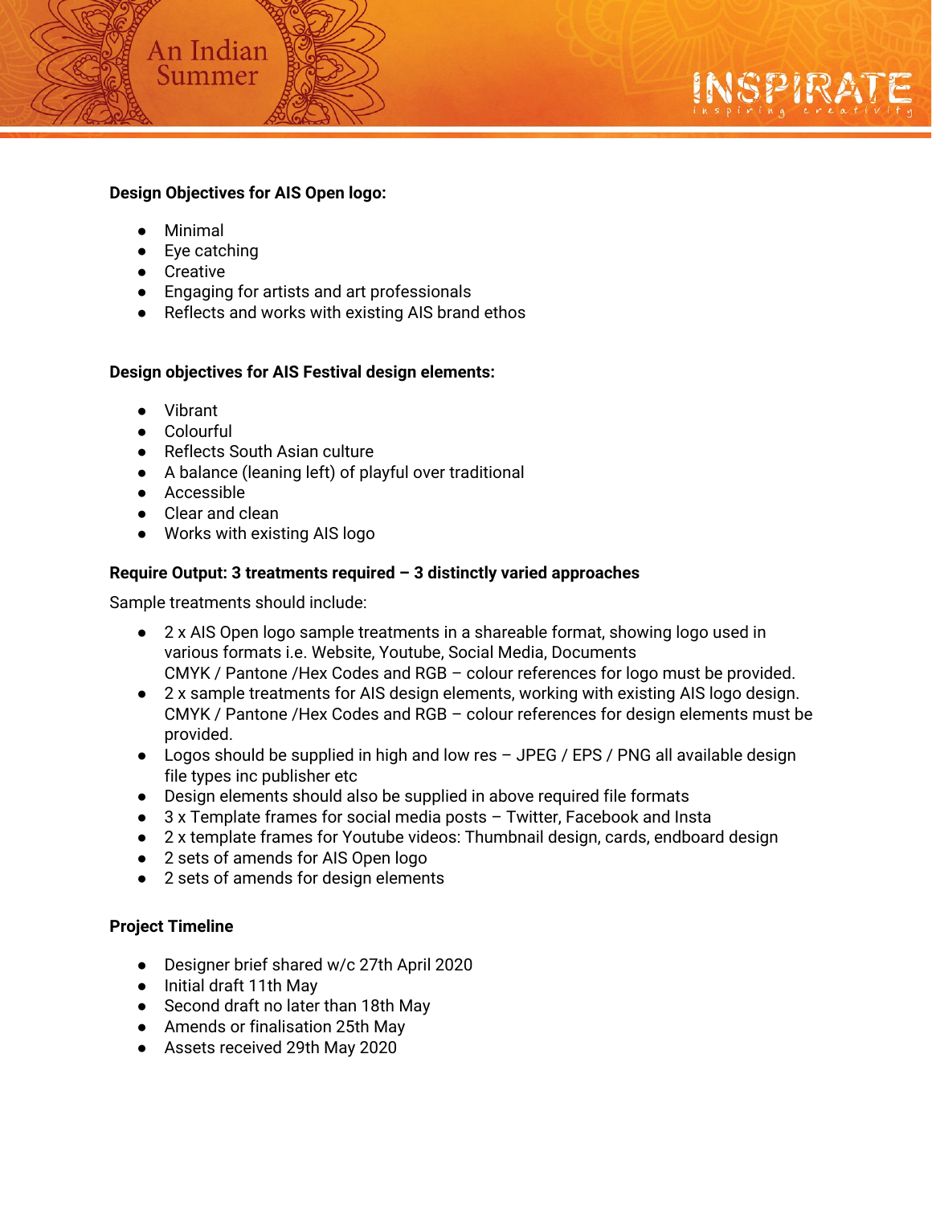**Design Objectives for AIS Open logo:**

- Minimal
- Eye catching
- Creative
- Engaging for artists and art professionals
- Reflects and works with existing AIS brand ethos

**Design objectives for AIS Festival design elements:**

- Vibrant
- Colourful
- Reflects South Asian culture
- A balance (leaning left) of playful over traditional
- Accessible
- Clear and clean
- Works with existing AIS logo

**Require Output: 3 treatments required – 3 distinctly varied approaches**

Sample treatments should include:

- 2 x AIS Open logo sample treatments in a shareable format, showing logo used in various formats i.e. Website, Youtube, Social Media, Documents
  CMYK / Pantone /Hex Codes and RGB – colour references for logo must be provided.
- 2 x sample treatments for AIS design elements, working with existing AIS logo design. CMYK / Pantone /Hex Codes and RGB – colour references for design elements must be provided.
- Logos should be supplied in high and low res – JPEG / EPS / PNG all available design file types inc publisher etc
- Design elements should also be supplied in above required file formats
- 3 x Template frames for social media posts – Twitter, Facebook and Insta
- 2 x template frames for Youtube videos: Thumbnail design, cards, endboard design
- 2 sets of amends for AIS Open logo
- 2 sets of amends for design elements

**Project Timeline**

- Designer brief shared w/c 27th April 2020
- Initial draft 11th May
- Second draft no later than 18th May
- Amends or finalisation 25th May
- Assets received 29th May 2020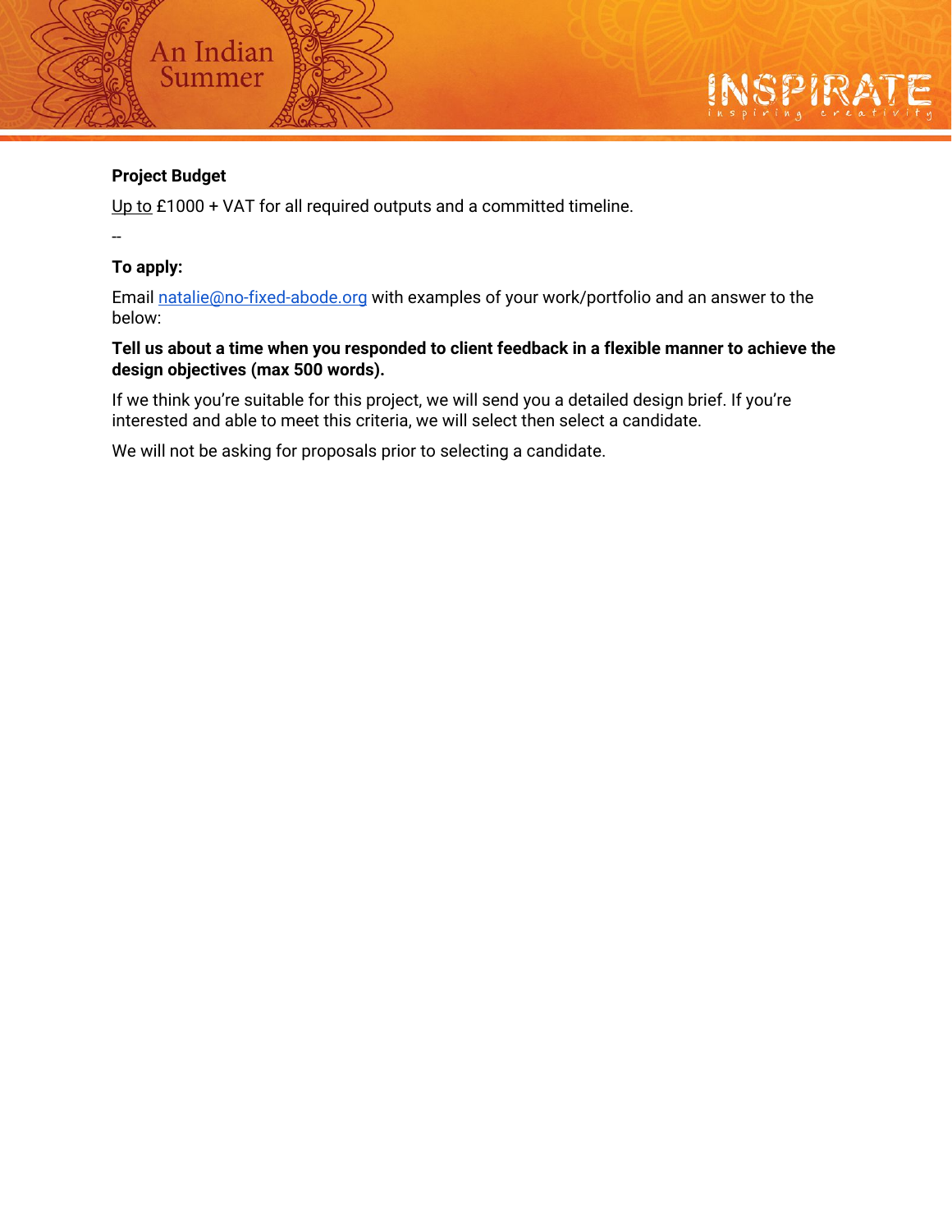**Project Budget**

Up to £1000 + VAT for all required outputs and a committed timeline.

--

**To apply:**

Email natalie@no-fixed-abode.org with examples of your work/portfolio and an answer to the below:

**Tell us about a time when you responded to client feedback in a flexible manner to achieve the design objectives (max 500 words).**

If we think you're suitable for this project, we will send you a detailed design brief. If you're interested and able to meet this criteria, we will select then select a candidate.

We will not be asking for proposals prior to selecting a candidate.